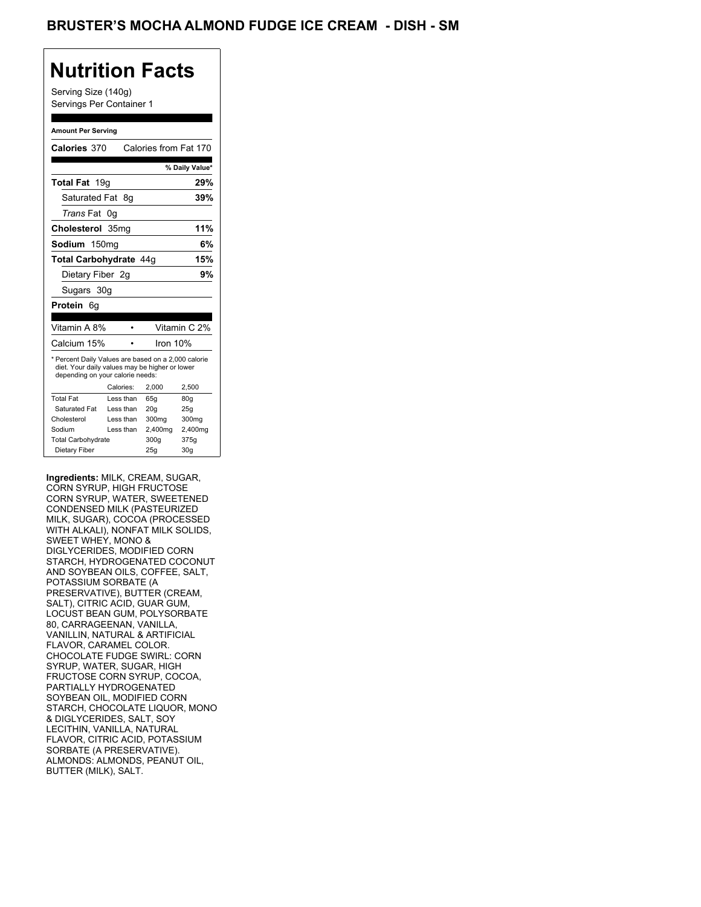# BRUSTER'S MOCHA ALMOND FUDGE ICE CREAM - DISH - SM

## Nutrition Facts

Serving Size (140g)
Servings Per Container 1

**Amount Per Serving**

| | |
|---|---|
| **Calories** 370 | Calories from Fat 170 |
| | **% Daily Value*** |
| **Total Fat** 19g | **29%** |
| Saturated Fat 8g | **39%** |
| *Trans* Fat 0g | |
| **Cholesterol** 35mg | **11%** |
| **Sodium** 150mg | **6%** |
| **Total Carbohydrate** 44g | **15%** |
| Dietary Fiber 2g | **9%** |
| Sugars 30g | |
| **Protein** 6g | |

| | |
|---|---|
| Vitamin A 8% | Vitamin C 2% |
| Calcium 15% | Iron 10% |

* Percent Daily Values are based on a 2,000 calorie diet. Your daily values may be higher or lower depending on your calorie needs:

| | Calories: | 2,000 | 2,500 |
|---|---|---|---|
| Total Fat | Less than | 65g | 80g |
| Saturated Fat | Less than | 20g | 25g |
| Cholesterol | Less than | 300mg | 300mg |
| Sodium | Less than | 2,400mg | 2,400mg |
| Total Carbohydrate | | 300g | 375g |
| Dietary Fiber | | 25g | 30g |

**Ingredients:** MILK, CREAM, SUGAR, CORN SYRUP, HIGH FRUCTOSE CORN SYRUP, WATER, SWEETENED CONDENSED MILK (PASTEURIZED MILK, SUGAR), COCOA (PROCESSED WITH ALKALI), NONFAT MILK SOLIDS, SWEET WHEY, MONO & DIGLYCERIDES, MODIFIED CORN STARCH, HYDROGENATED COCONUT AND SOYBEAN OILS, COFFEE, SALT, POTASSIUM SORBATE (A PRESERVATIVE), BUTTER (CREAM, SALT), CITRIC ACID, GUAR GUM, LOCUST BEAN GUM, POLYSORBATE 80, CARRAGEENAN, VANILLA, VANILLIN, NATURAL & ARTIFICIAL FLAVOR, CARAMEL COLOR. CHOCOLATE FUDGE SWIRL: CORN SYRUP, WATER, SUGAR, HIGH FRUCTOSE CORN SYRUP, COCOA, PARTIALLY HYDROGENATED SOYBEAN OIL, MODIFIED CORN STARCH, CHOCOLATE LIQUOR, MONO & DIGLYCERIDES, SALT, SOY LECITHIN, VANILLA, NATURAL FLAVOR, CITRIC ACID, POTASSIUM SORBATE (A PRESERVATIVE). ALMONDS: ALMONDS, PEANUT OIL, BUTTER (MILK), SALT.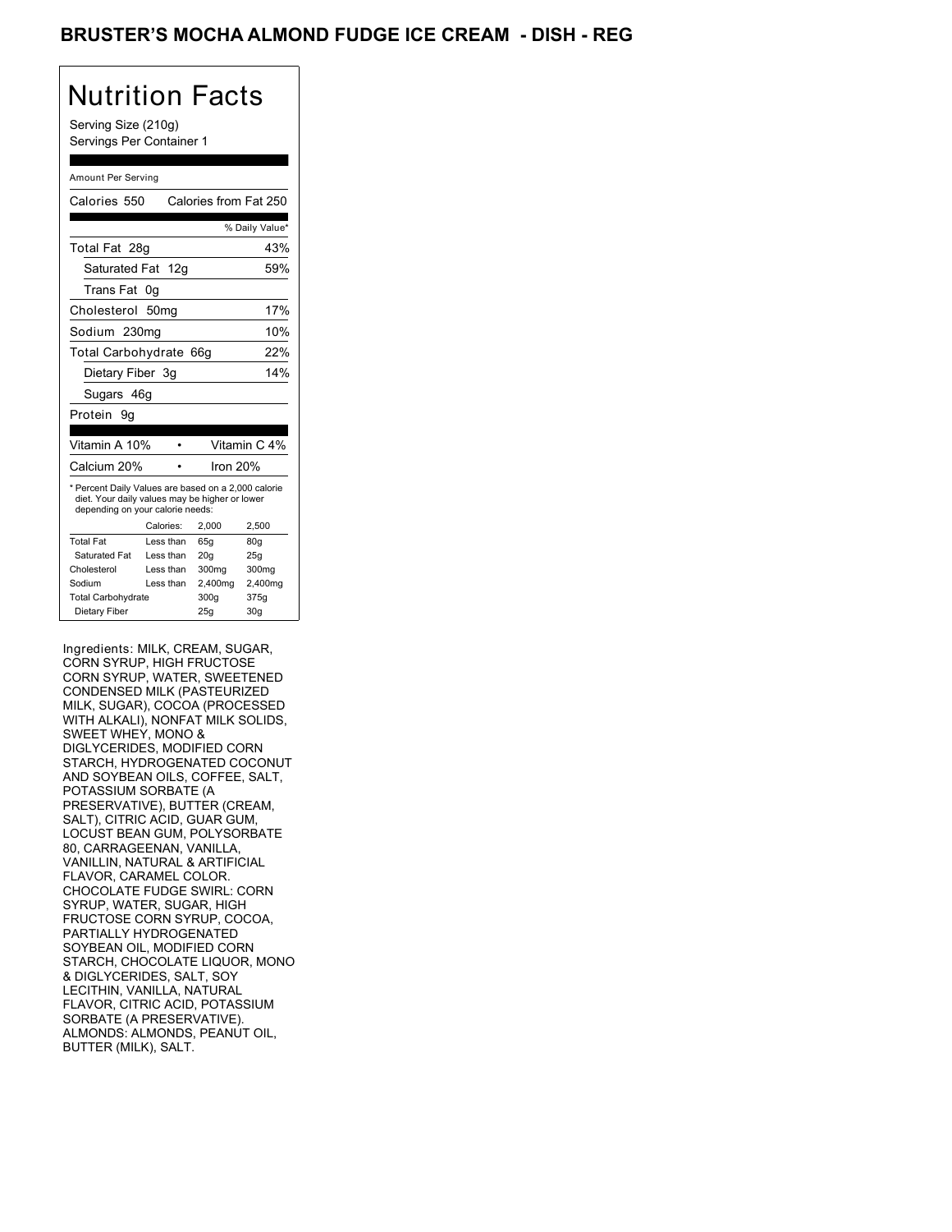# BRUSTER'S MOCHA ALMOND FUDGE ICE CREAM - DISH - REG

## Nutrition Facts

Serving Size (210g)
Servings Per Container 1

Amount Per Serving

| | |
|---|---|
| Calories 550 | Calories from Fat 250 |
| | % Daily Value* |
| Total Fat 28g | 43% |
| Saturated Fat 12g | 59% |
| Trans Fat 0g | |
| Cholesterol 50mg | 17% |
| Sodium 230mg | 10% |
| Total Carbohydrate 66g | 22% |
| Dietary Fiber 3g | 14% |
| Sugars 46g | |
| Protein 9g | |

| | |
|---|---|
| Vitamin A 10% | Vitamin C 4% |
| Calcium 20% | Iron 20% |

* Percent Daily Values are based on a 2,000 calorie diet. Your daily values may be higher or lower depending on your calorie needs:

| | Calories: | 2,000 | 2,500 |
|---|---|---|---|
| Total Fat | Less than | 65g | 80g |
| Saturated Fat | Less than | 20g | 25g |
| Cholesterol | Less than | 300mg | 300mg |
| Sodium | Less than | 2,400mg | 2,400mg |
| Total Carbohydrate | | 300g | 375g |
| Dietary Fiber | | 25g | 30g |

Ingredients: MILK, CREAM, SUGAR, CORN SYRUP, HIGH FRUCTOSE CORN SYRUP, WATER, SWEETENED CONDENSED MILK (PASTEURIZED MILK, SUGAR), COCOA (PROCESSED WITH ALKALI), NONFAT MILK SOLIDS, SWEET WHEY, MONO & DIGLYCERIDES, MODIFIED CORN STARCH, HYDROGENATED COCONUT AND SOYBEAN OILS, COFFEE, SALT, POTASSIUM SORBATE (A PRESERVATIVE), BUTTER (CREAM, SALT), CITRIC ACID, GUAR GUM, LOCUST BEAN GUM, POLYSORBATE 80, CARRAGEENAN, VANILLA, VANILLIN, NATURAL & ARTIFICIAL FLAVOR, CARAMEL COLOR. CHOCOLATE FUDGE SWIRL: CORN SYRUP, WATER, SUGAR, HIGH FRUCTOSE CORN SYRUP, COCOA, PARTIALLY HYDROGENATED SOYBEAN OIL, MODIFIED CORN STARCH, CHOCOLATE LIQUOR, MONO & DIGLYCERIDES, SALT, SOY LECITHIN, VANILLA, NATURAL FLAVOR, CITRIC ACID, POTASSIUM SORBATE (A PRESERVATIVE). ALMONDS: ALMONDS, PEANUT OIL, BUTTER (MILK), SALT.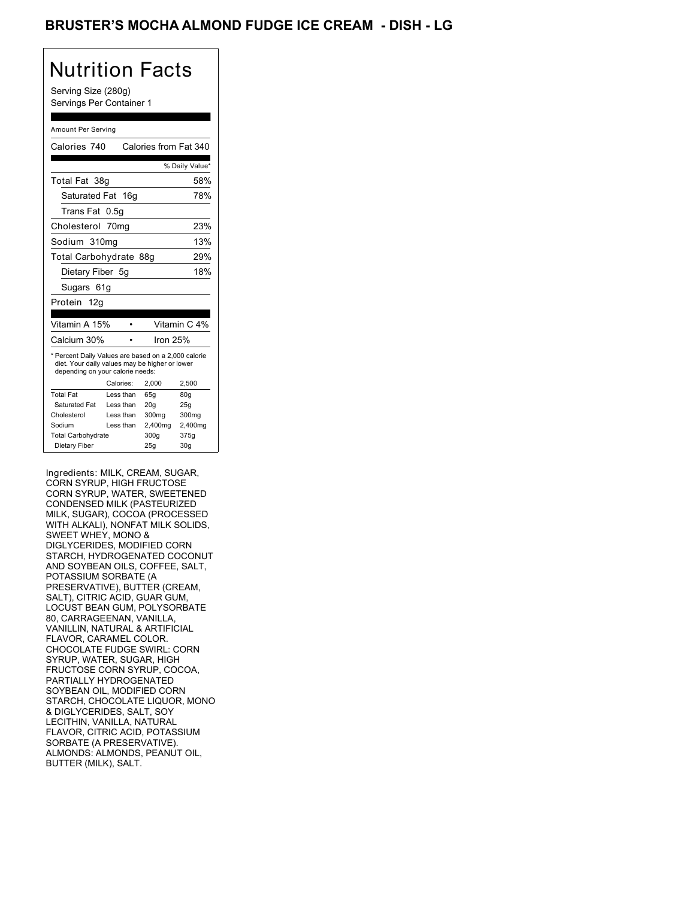# BRUSTER'S MOCHA ALMOND FUDGE ICE CREAM - DISH - LG

## Nutrition Facts

Serving Size (280g)
Servings Per Container 1

Amount Per Serving

Calories 740 Calories from Fat 340

| | % Daily Value* |
|---|---|
| Total Fat 38g | 58% |
| Saturated Fat 16g | 78% |
| Trans Fat 0.5g | |
| Cholesterol 70mg | 23% |
| Sodium 310mg | 13% |
| Total Carbohydrate 88g | 29% |
| Dietary Fiber 5g | 18% |
| Sugars 61g | |
| Protein 12g | |

| | |
|---|---|
| Vitamin A 15% | Vitamin C 4% |
| Calcium 30% | Iron 25% |

* Percent Daily Values are based on a 2,000 calorie diet. Your daily values may be higher or lower depending on your calorie needs:

| | Calories: | 2,000 | 2,500 |
|---|---|---|---|
| Total Fat | Less than | 65g | 80g |
| Saturated Fat | Less than | 20g | 25g |
| Cholesterol | Less than | 300mg | 300mg |
| Sodium | Less than | 2,400mg | 2,400mg |
| Total Carbohydrate | | 300g | 375g |
| Dietary Fiber | | 25g | 30g |

Ingredients: MILK, CREAM, SUGAR, CORN SYRUP, HIGH FRUCTOSE CORN SYRUP, WATER, SWEETENED CONDENSED MILK (PASTEURIZED MILK, SUGAR), COCOA (PROCESSED WITH ALKALI), NONFAT MILK SOLIDS, SWEET WHEY, MONO & DIGLYCERIDES, MODIFIED CORN STARCH, HYDROGENATED COCONUT AND SOYBEAN OILS, COFFEE, SALT, POTASSIUM SORBATE (A PRESERVATIVE), BUTTER (CREAM, SALT), CITRIC ACID, GUAR GUM, LOCUST BEAN GUM, POLYSORBATE 80, CARRAGEENAN, VANILLA, VANILLIN, NATURAL & ARTIFICIAL FLAVOR, CARAMEL COLOR. CHOCOLATE FUDGE SWIRL: CORN SYRUP, WATER, SUGAR, HIGH FRUCTOSE CORN SYRUP, COCOA, PARTIALLY HYDROGENATED SOYBEAN OIL, MODIFIED CORN STARCH, CHOCOLATE LIQUOR, MONO & DIGLYCERIDES, SALT, SOY LECITHIN, VANILLA, NATURAL FLAVOR, CITRIC ACID, POTASSIUM SORBATE (A PRESERVATIVE). ALMONDS: ALMONDS, PEANUT OIL, BUTTER (MILK), SALT.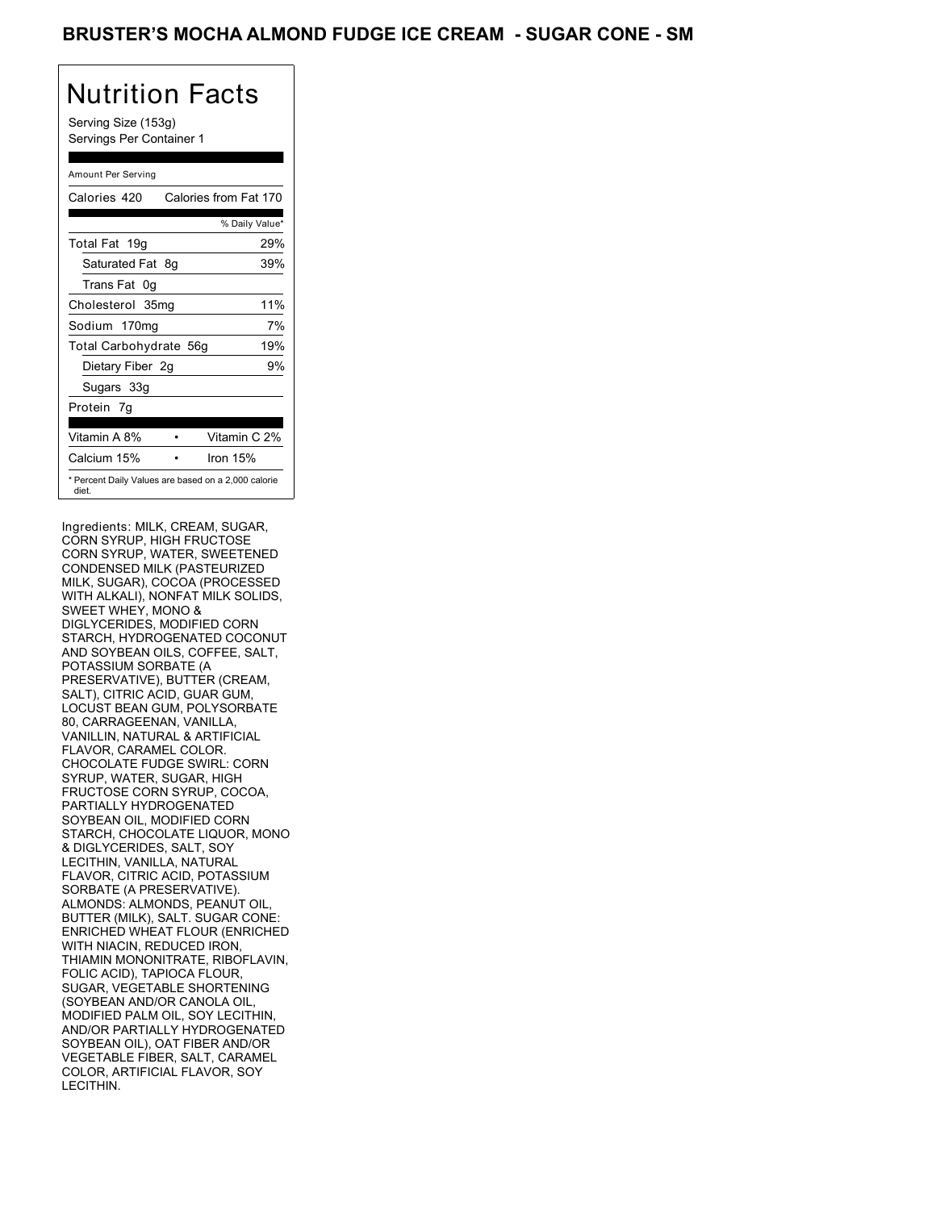# BRUSTER'S MOCHA ALMOND FUDGE ICE CREAM - SUGAR CONE - SM

## Nutrition Facts

Serving Size (153g)
Servings Per Container 1

Amount Per Serving

| | |
|---|---|
| Calories 420 | Calories from Fat 170 |
| | % Daily Value* |
| Total Fat 19g | 29% |
| Saturated Fat 8g | 39% |
| Trans Fat 0g | |
| Cholesterol 35mg | 11% |
| Sodium 170mg | 7% |
| Total Carbohydrate 56g | 19% |
| Dietary Fiber 2g | 9% |
| Sugars 33g | |
| Protein 7g | |
| Vitamin A 8% | Vitamin C 2% |
| Calcium 15% | Iron 15% |

* Percent Daily Values are based on a 2,000 calorie diet.

Ingredients: MILK, CREAM, SUGAR, CORN SYRUP, HIGH FRUCTOSE CORN SYRUP, WATER, SWEETENED CONDENSED MILK (PASTEURIZED MILK, SUGAR), COCOA (PROCESSED WITH ALKALI), NONFAT MILK SOLIDS, SWEET WHEY, MONO & DIGLYCERIDES, MODIFIED CORN STARCH, HYDROGENATED COCONUT AND SOYBEAN OILS, COFFEE, SALT, POTASSIUM SORBATE (A PRESERVATIVE), BUTTER (CREAM, SALT), CITRIC ACID, GUAR GUM, LOCUST BEAN GUM, POLYSORBATE 80, CARRAGEENAN, VANILLA, VANILLIN, NATURAL & ARTIFICIAL FLAVOR, CARAMEL COLOR. CHOCOLATE FUDGE SWIRL: CORN SYRUP, WATER, SUGAR, HIGH FRUCTOSE CORN SYRUP, COCOA, PARTIALLY HYDROGENATED SOYBEAN OIL, MODIFIED CORN STARCH, CHOCOLATE LIQUOR, MONO & DIGLYCERIDES, SALT, SOY LECITHIN, VANILLA, NATURAL FLAVOR, CITRIC ACID, POTASSIUM SORBATE (A PRESERVATIVE). ALMONDS: ALMONDS, PEANUT OIL, BUTTER (MILK), SALT. SUGAR CONE: ENRICHED WHEAT FLOUR (ENRICHED WITH NIACIN, REDUCED IRON, THIAMIN MONONITRATE, RIBOFLAVIN, FOLIC ACID), TAPIOCA FLOUR, SUGAR, VEGETABLE SHORTENING (SOYBEAN AND/OR CANOLA OIL, MODIFIED PALM OIL, SOY LECITHIN, AND/OR PARTIALLY HYDROGENATED SOYBEAN OIL), OAT FIBER AND/OR VEGETABLE FIBER, SALT, CARAMEL COLOR, ARTIFICIAL FLAVOR, SOY LECITHIN.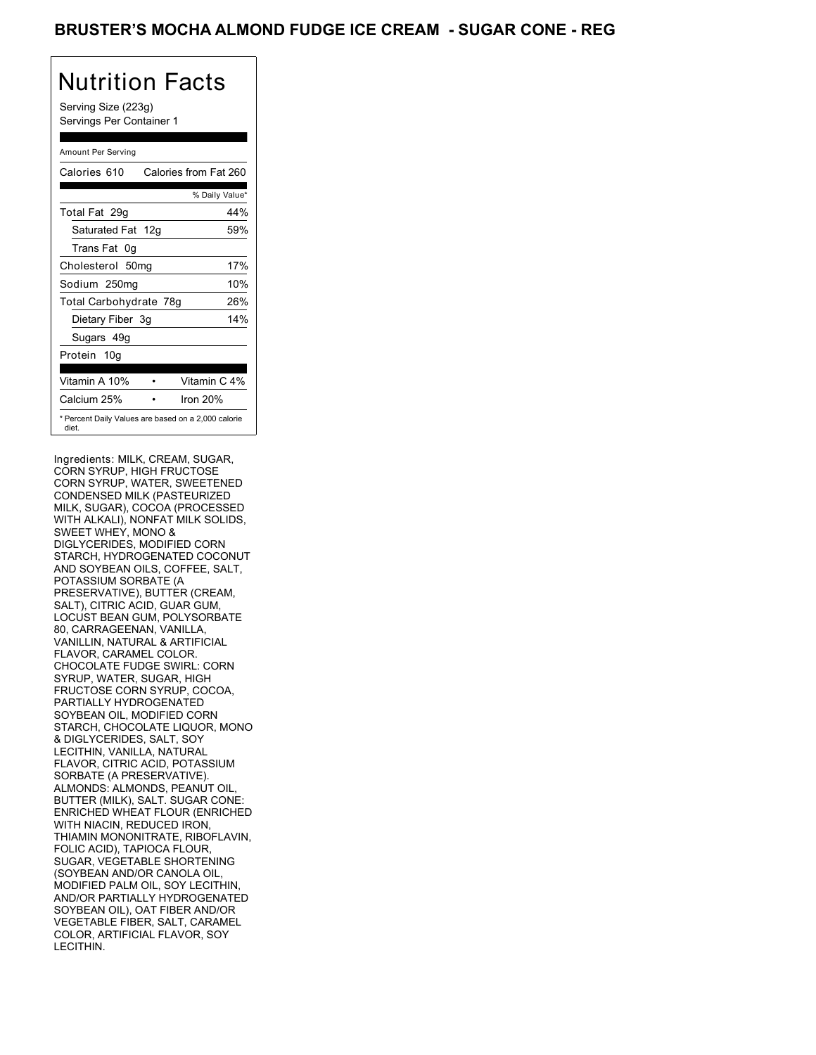# BRUSTER'S MOCHA ALMOND FUDGE ICE CREAM - SUGAR CONE - REG

## Nutrition Facts

Serving Size (223g)
Servings Per Container 1

| Amount Per Serving | |
|---|---|
| Calories 610 | Calories from Fat 260 |
| | % Daily Value* |
| Total Fat 29g | 44% |
| Saturated Fat 12g | 59% |
| Trans Fat 0g | |
| Cholesterol 50mg | 17% |
| Sodium 250mg | 10% |
| Total Carbohydrate 78g | 26% |
| Dietary Fiber 3g | 14% |
| Sugars 49g | |
| Protein 10g | |
| Vitamin A 10% | Vitamin C 4% |
| Calcium 25% | Iron 20% |

* Percent Daily Values are based on a 2,000 calorie diet.

Ingredients: MILK, CREAM, SUGAR, CORN SYRUP, HIGH FRUCTOSE CORN SYRUP, WATER, SWEETENED CONDENSED MILK (PASTEURIZED MILK, SUGAR), COCOA (PROCESSED WITH ALKALI), NONFAT MILK SOLIDS, SWEET WHEY, MONO & DIGLYCERIDES, MODIFIED CORN STARCH, HYDROGENATED COCONUT AND SOYBEAN OILS, COFFEE, SALT, POTASSIUM SORBATE (A PRESERVATIVE), BUTTER (CREAM, SALT), CITRIC ACID, GUAR GUM, LOCUST BEAN GUM, POLYSORBATE 80, CARRAGEENAN, VANILLA, VANILLIN, NATURAL & ARTIFICIAL FLAVOR, CARAMEL COLOR. CHOCOLATE FUDGE SWIRL: CORN SYRUP, WATER, SUGAR, HIGH FRUCTOSE CORN SYRUP, COCOA, PARTIALLY HYDROGENATED SOYBEAN OIL, MODIFIED CORN STARCH, CHOCOLATE LIQUOR, MONO & DIGLYCERIDES, SALT, SOY LECITHIN, VANILLA, NATURAL FLAVOR, CITRIC ACID, POTASSIUM SORBATE (A PRESERVATIVE). ALMONDS: ALMONDS, PEANUT OIL, BUTTER (MILK), SALT. SUGAR CONE: ENRICHED WHEAT FLOUR (ENRICHED WITH NIACIN, REDUCED IRON, THIAMIN MONONITRATE, RIBOFLAVIN, FOLIC ACID), TAPIOCA FLOUR, SUGAR, VEGETABLE SHORTENING (SOYBEAN AND/OR CANOLA OIL, MODIFIED PALM OIL, SOY LECITHIN, AND/OR PARTIALLY HYDROGENATED SOYBEAN OIL), OAT FIBER AND/OR VEGETABLE FIBER, SALT, CARAMEL COLOR, ARTIFICIAL FLAVOR, SOY LECITHIN.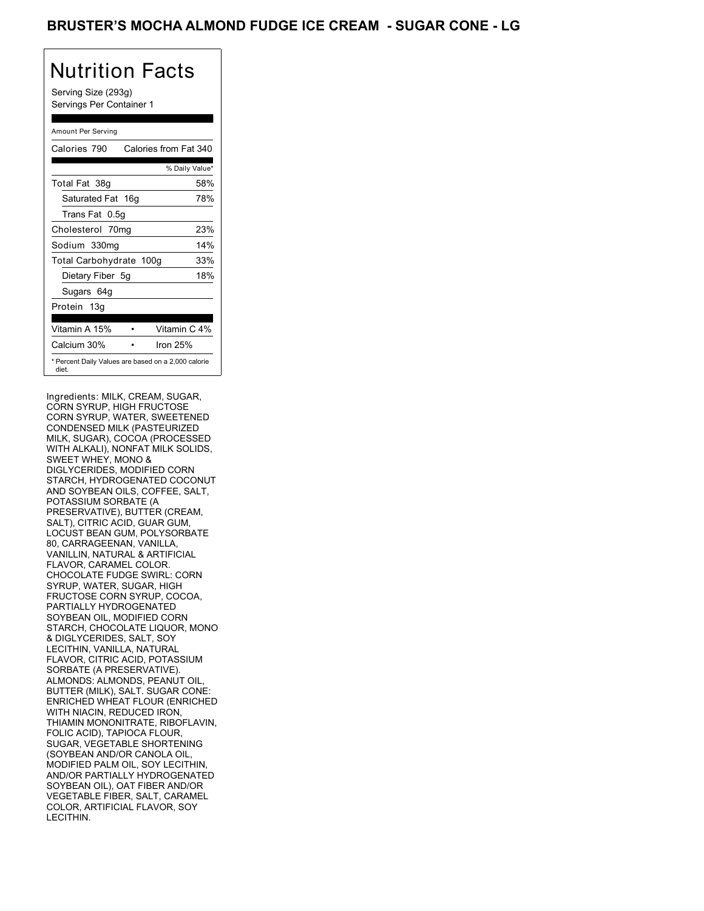# BRUSTER'S MOCHA ALMOND FUDGE ICE CREAM - SUGAR CONE - LG

## Nutrition Facts

Serving Size (293g)
Servings Per Container 1

| Amount Per Serving | |
|---|---|
| Calories 790 | Calories from Fat 340 |
| | % Daily Value* |
| Total Fat 38g | 58% |
| Saturated Fat 16g | 78% |
| Trans Fat 0.5g | |
| Cholesterol 70mg | 23% |
| Sodium 330mg | 14% |
| Total Carbohydrate 100g | 33% |
| Dietary Fiber 5g | 18% |
| Sugars 64g | |
| Protein 13g | |
| Vitamin A 15% | Vitamin C 4% |
| Calcium 30% | Iron 25% |

* Percent Daily Values are based on a 2,000 calorie diet.

Ingredients: MILK, CREAM, SUGAR, CORN SYRUP, HIGH FRUCTOSE CORN SYRUP, WATER, SWEETENED CONDENSED MILK (PASTEURIZED MILK, SUGAR), COCOA (PROCESSED WITH ALKALI), NONFAT MILK SOLIDS, SWEET WHEY, MONO & DIGLYCERIDES, MODIFIED CORN STARCH, HYDROGENATED COCONUT AND SOYBEAN OILS, COFFEE, SALT, POTASSIUM SORBATE (A PRESERVATIVE), BUTTER (CREAM, SALT), CITRIC ACID, GUAR GUM, LOCUST BEAN GUM, POLYSORBATE 80, CARRAGEENAN, VANILLA, VANILLIN, NATURAL & ARTIFICIAL FLAVOR, CARAMEL COLOR. CHOCOLATE FUDGE SWIRL: CORN SYRUP, WATER, SUGAR, HIGH FRUCTOSE CORN SYRUP, COCOA, PARTIALLY HYDROGENATED SOYBEAN OIL, MODIFIED CORN STARCH, CHOCOLATE LIQUOR, MONO & DIGLYCERIDES, SALT, SOY LECITHIN, VANILLA, NATURAL FLAVOR, CITRIC ACID, POTASSIUM SORBATE (A PRESERVATIVE). ALMONDS: ALMONDS, PEANUT OIL, BUTTER (MILK), SALT. SUGAR CONE: ENRICHED WHEAT FLOUR (ENRICHED WITH NIACIN, REDUCED IRON, THIAMIN MONONITRATE, RIBOFLAVIN, FOLIC ACID), TAPIOCA FLOUR, SUGAR, VEGETABLE SHORTENING (SOYBEAN AND/OR CANOLA OIL, MODIFIED PALM OIL, SOY LECITHIN, AND/OR PARTIALLY HYDROGENATED SOYBEAN OIL), OAT FIBER AND/OR VEGETABLE FIBER, SALT, CARAMEL COLOR, ARTIFICIAL FLAVOR, SOY LECITHIN.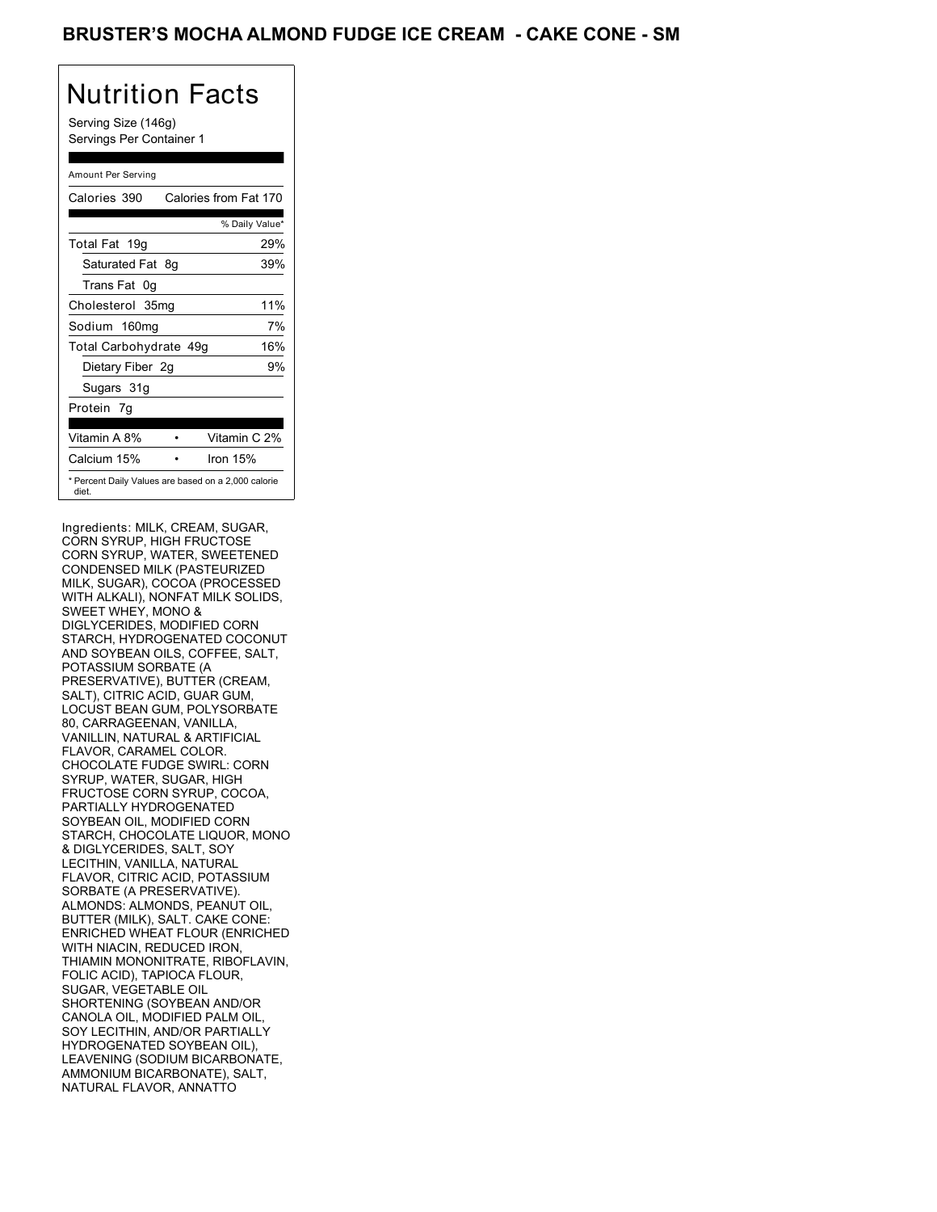# BRUSTER'S MOCHA ALMOND FUDGE ICE CREAM - CAKE CONE - SM

## Nutrition Facts

Serving Size (146g)
Servings Per Container 1

Amount Per Serving

| Calories 390 | Calories from Fat 170 |
|---|---|
| | % Daily Value* |
| Total Fat 19g | 29% |
| Saturated Fat 8g | 39% |
| Trans Fat 0g | |
| Cholesterol 35mg | 11% |
| Sodium 160mg | 7% |
| Total Carbohydrate 49g | 16% |
| Dietary Fiber 2g | 9% |
| Sugars 31g | |
| Protein 7g | |
| Vitamin A 8% | Vitamin C 2% |
| Calcium 15% | Iron 15% |

* Percent Daily Values are based on a 2,000 calorie diet.

Ingredients: MILK, CREAM, SUGAR, CORN SYRUP, HIGH FRUCTOSE CORN SYRUP, WATER, SWEETENED CONDENSED MILK (PASTEURIZED MILK, SUGAR), COCOA (PROCESSED WITH ALKALI), NONFAT MILK SOLIDS, SWEET WHEY, MONO & DIGLYCERIDES, MODIFIED CORN STARCH, HYDROGENATED COCONUT AND SOYBEAN OILS, COFFEE, SALT, POTASSIUM SORBATE (A PRESERVATIVE), BUTTER (CREAM, SALT), CITRIC ACID, GUAR GUM, LOCUST BEAN GUM, POLYSORBATE 80, CARRAGEENAN, VANILLA, VANILLIN, NATURAL & ARTIFICIAL FLAVOR, CARAMEL COLOR. CHOCOLATE FUDGE SWIRL: CORN SYRUP, WATER, SUGAR, HIGH FRUCTOSE CORN SYRUP, COCOA, PARTIALLY HYDROGENATED SOYBEAN OIL, MODIFIED CORN STARCH, CHOCOLATE LIQUOR, MONO & DIGLYCERIDES, SALT, SOY LECITHIN, VANILLA, NATURAL FLAVOR, CITRIC ACID, POTASSIUM SORBATE (A PRESERVATIVE). ALMONDS: ALMONDS, PEANUT OIL, BUTTER (MILK), SALT. CAKE CONE: ENRICHED WHEAT FLOUR (ENRICHED WITH NIACIN, REDUCED IRON, THIAMIN MONONITRATE, RIBOFLAVIN, FOLIC ACID), TAPIOCA FLOUR, SUGAR, VEGETABLE OIL SHORTENING (SOYBEAN AND/OR CANOLA OIL, MODIFIED PALM OIL, SOY LECITHIN, AND/OR PARTIALLY HYDROGENATED SOYBEAN OIL), LEAVENING (SODIUM BICARBONATE, AMMONIUM BICARBONATE), SALT, NATURAL FLAVOR, ANNATTO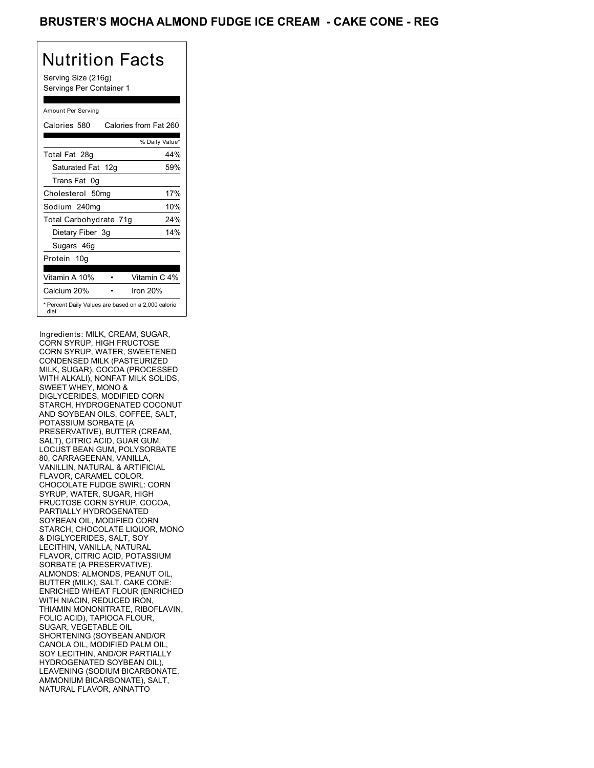# BRUSTER'S MOCHA ALMOND FUDGE ICE CREAM - CAKE CONE - REG

## Nutrition Facts

Serving Size (216g)
Servings Per Container 1

Amount Per Serving

| Calories 580 | Calories from Fat 260 |
|---|---|
| | % Daily Value* |
| Total Fat 28g | 44% |
| Saturated Fat 12g | 59% |
| Trans Fat 0g | |
| Cholesterol 50mg | 17% |
| Sodium 240mg | 10% |
| Total Carbohydrate 71g | 24% |
| Dietary Fiber 3g | 14% |
| Sugars 46g | |
| Protein 10g | |
| Vitamin A 10% • | Vitamin C 4% |
| Calcium 20% • | Iron 20% |

\* Percent Daily Values are based on a 2,000 calorie diet.

Ingredients: MILK, CREAM, SUGAR, CORN SYRUP, HIGH FRUCTOSE CORN SYRUP, WATER, SWEETENED CONDENSED MILK (PASTEURIZED MILK, SUGAR), COCOA (PROCESSED WITH ALKALI), NONFAT MILK SOLIDS, SWEET WHEY, MONO & DIGLYCERIDES, MODIFIED CORN STARCH, HYDROGENATED COCONUT AND SOYBEAN OILS, COFFEE, SALT, POTASSIUM SORBATE (A PRESERVATIVE), BUTTER (CREAM, SALT), CITRIC ACID, GUAR GUM, LOCUST BEAN GUM, POLYSORBATE 80, CARRAGEENAN, VANILLA, VANILLIN, NATURAL & ARTIFICIAL FLAVOR, CARAMEL COLOR. CHOCOLATE FUDGE SWIRL: CORN SYRUP, WATER, SUGAR, HIGH FRUCTOSE CORN SYRUP, COCOA, PARTIALLY HYDROGENATED SOYBEAN OIL, MODIFIED CORN STARCH, CHOCOLATE LIQUOR, MONO & DIGLYCERIDES, SALT, SOY LECITHIN, VANILLA, NATURAL FLAVOR, CITRIC ACID, POTASSIUM SORBATE (A PRESERVATIVE). ALMONDS: ALMONDS, PEANUT OIL, BUTTER (MILK), SALT. CAKE CONE: ENRICHED WHEAT FLOUR (ENRICHED WITH NIACIN, REDUCED IRON, THIAMIN MONONITRATE, RIBOFLAVIN, FOLIC ACID), TAPIOCA FLOUR, SUGAR, VEGETABLE OIL SHORTENING (SOYBEAN AND/OR CANOLA OIL, MODIFIED PALM OIL, SOY LECITHIN, AND/OR PARTIALLY HYDROGENATED SOYBEAN OIL), LEAVENING (SODIUM BICARBONATE, AMMONIUM BICARBONATE), SALT, NATURAL FLAVOR, ANNATTO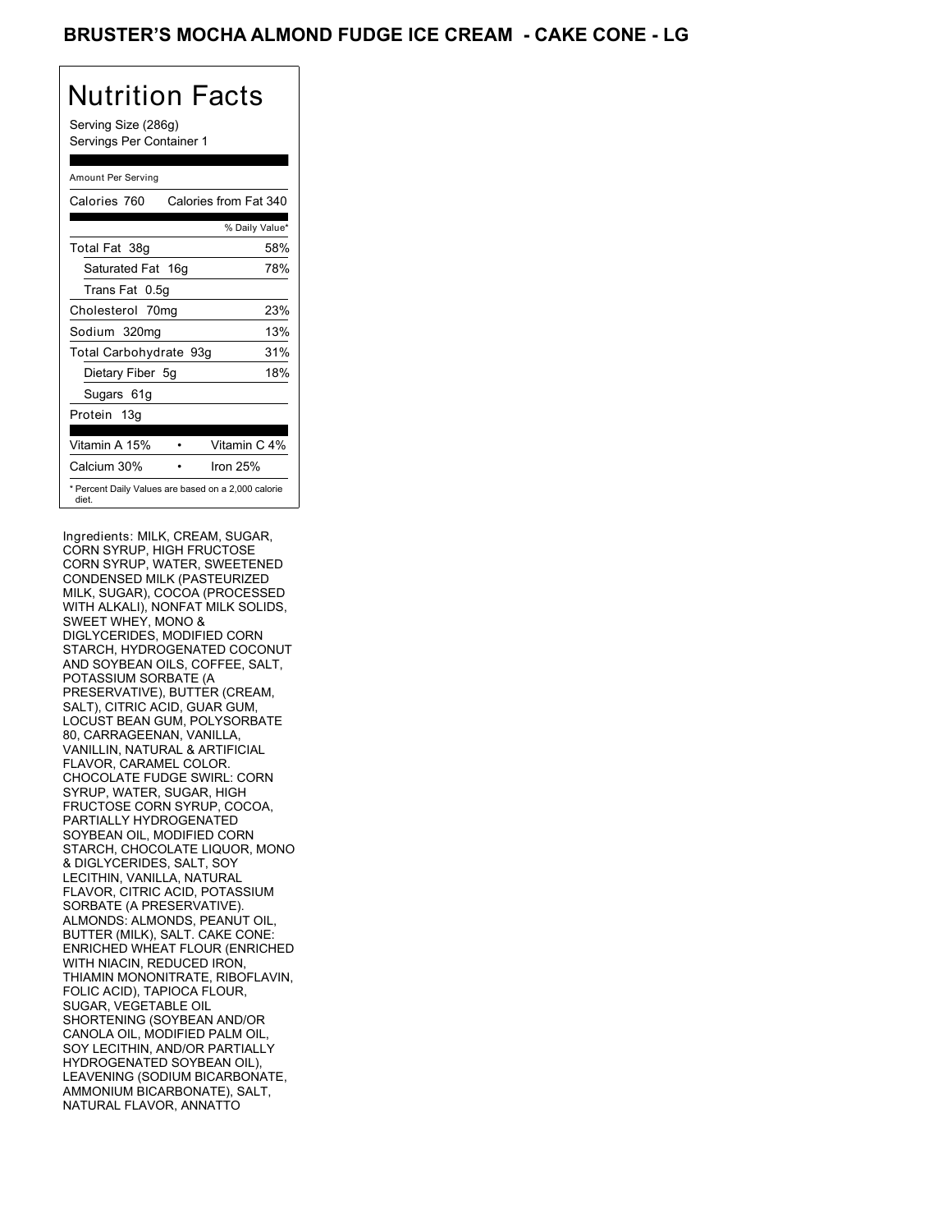# BRUSTER'S MOCHA ALMOND FUDGE ICE CREAM - CAKE CONE - LG

## Nutrition Facts

Serving Size (286g)
Servings Per Container 1

Amount Per Serving

| Calories 760 | Calories from Fat 340 |
|---|---|
| | % Daily Value* |
| Total Fat 38g | 58% |
| Saturated Fat 16g | 78% |
| Trans Fat 0.5g | |
| Cholesterol 70mg | 23% |
| Sodium 320mg | 13% |
| Total Carbohydrate 93g | 31% |
| Dietary Fiber 5g | 18% |
| Sugars 61g | |
| Protein 13g | |
| Vitamin A 15% • | Vitamin C 4% |
| Calcium 30% • | Iron 25% |

* Percent Daily Values are based on a 2,000 calorie diet.

Ingredients: MILK, CREAM, SUGAR, CORN SYRUP, HIGH FRUCTOSE CORN SYRUP, WATER, SWEETENED CONDENSED MILK (PASTEURIZED MILK, SUGAR), COCOA (PROCESSED WITH ALKALI), NONFAT MILK SOLIDS, SWEET WHEY, MONO & DIGLYCERIDES, MODIFIED CORN STARCH, HYDROGENATED COCONUT AND SOYBEAN OILS, COFFEE, SALT, POTASSIUM SORBATE (A PRESERVATIVE), BUTTER (CREAM, SALT), CITRIC ACID, GUAR GUM, LOCUST BEAN GUM, POLYSORBATE 80, CARRAGEENAN, VANILLA, VANILLIN, NATURAL & ARTIFICIAL FLAVOR, CARAMEL COLOR. CHOCOLATE FUDGE SWIRL: CORN SYRUP, WATER, SUGAR, HIGH FRUCTOSE CORN SYRUP, COCOA, PARTIALLY HYDROGENATED SOYBEAN OIL, MODIFIED CORN STARCH, CHOCOLATE LIQUOR, MONO & DIGLYCERIDES, SALT, SOY LECITHIN, VANILLA, NATURAL FLAVOR, CITRIC ACID, POTASSIUM SORBATE (A PRESERVATIVE). ALMONDS: ALMONDS, PEANUT OIL, BUTTER (MILK), SALT. CAKE CONE: ENRICHED WHEAT FLOUR (ENRICHED WITH NIACIN, REDUCED IRON, THIAMIN MONONITRATE, RIBOFLAVIN, FOLIC ACID), TAPIOCA FLOUR, SUGAR, VEGETABLE OIL SHORTENING (SOYBEAN AND/OR CANOLA OIL, MODIFIED PALM OIL, SOY LECITHIN, AND/OR PARTIALLY HYDROGENATED SOYBEAN OIL), LEAVENING (SODIUM BICARBONATE, AMMONIUM BICARBONATE), SALT, NATURAL FLAVOR, ANNATTO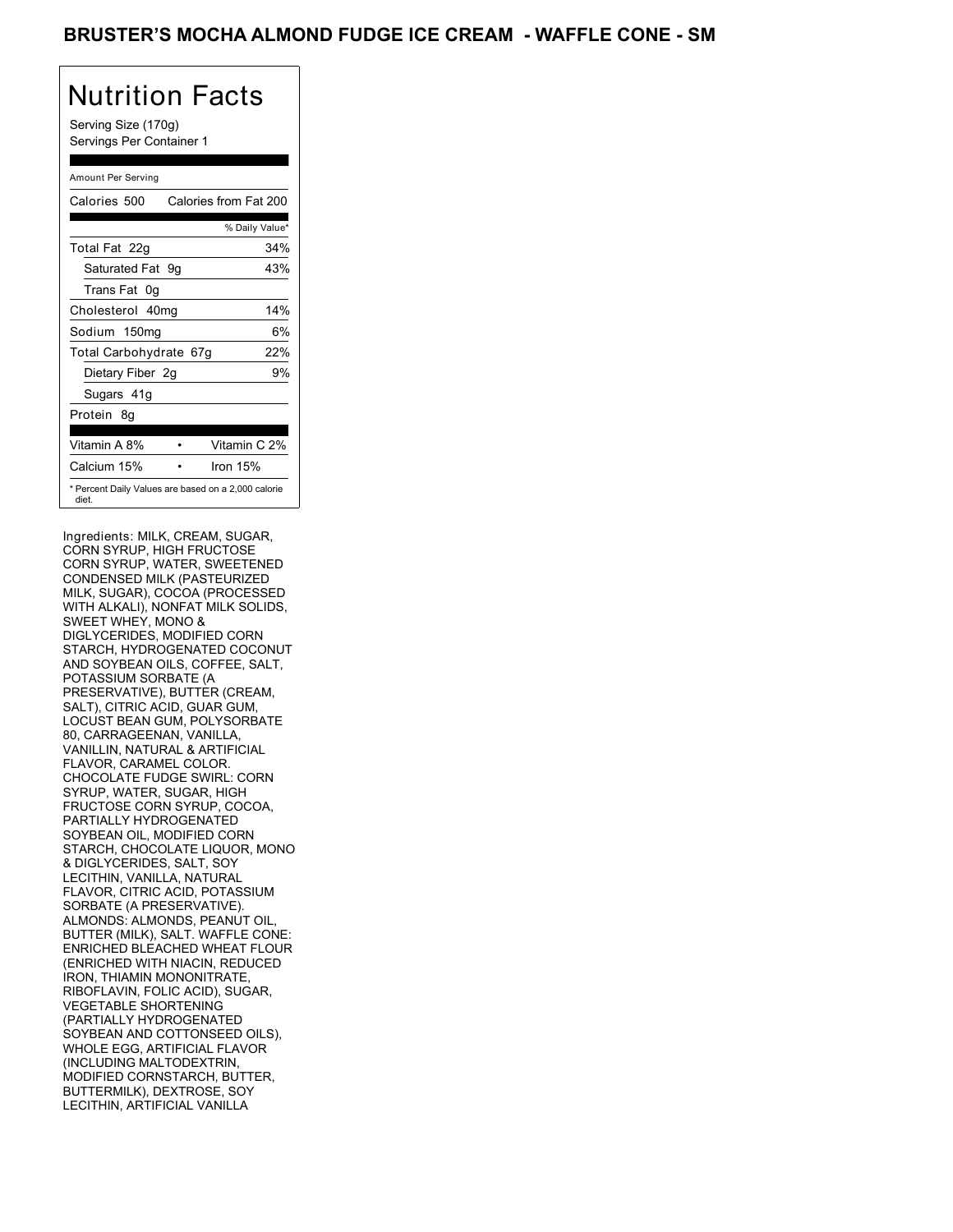# BRUSTER'S MOCHA ALMOND FUDGE ICE CREAM - WAFFLE CONE - SM

## Nutrition Facts

Serving Size (170g)
Servings Per Container 1

Amount Per Serving

| Calories 500 | Calories from Fat 200 |
|---|---|
| | % Daily Value* |
| Total Fat 22g | 34% |
| Saturated Fat 9g | 43% |
| Trans Fat 0g | |
| Cholesterol 40mg | 14% |
| Sodium 150mg | 6% |
| Total Carbohydrate 67g | 22% |
| Dietary Fiber 2g | 9% |
| Sugars 41g | |
| Protein 8g | |
| Vitamin A 8% • | Vitamin C 2% |
| Calcium 15% • | Iron 15% |

\* Percent Daily Values are based on a 2,000 calorie diet.

Ingredients: MILK, CREAM, SUGAR, CORN SYRUP, HIGH FRUCTOSE CORN SYRUP, WATER, SWEETENED CONDENSED MILK (PASTEURIZED MILK, SUGAR), COCOA (PROCESSED WITH ALKALI), NONFAT MILK SOLIDS, SWEET WHEY, MONO & DIGLYCERIDES, MODIFIED CORN STARCH, HYDROGENATED COCONUT AND SOYBEAN OILS, COFFEE, SALT, POTASSIUM SORBATE (A PRESERVATIVE), BUTTER (CREAM, SALT), CITRIC ACID, GUAR GUM, LOCUST BEAN GUM, POLYSORBATE 80, CARRAGEENAN, VANILLA, VANILLIN, NATURAL & ARTIFICIAL FLAVOR, CARAMEL COLOR. CHOCOLATE FUDGE SWIRL: CORN SYRUP, WATER, SUGAR, HIGH FRUCTOSE CORN SYRUP, COCOA, PARTIALLY HYDROGENATED SOYBEAN OIL, MODIFIED CORN STARCH, CHOCOLATE LIQUOR, MONO & DIGLYCERIDES, SALT, SOY LECITHIN, VANILLA, NATURAL FLAVOR, CITRIC ACID, POTASSIUM SORBATE (A PRESERVATIVE). ALMONDS: ALMONDS, PEANUT OIL, BUTTER (MILK), SALT. WAFFLE CONE: ENRICHED BLEACHED WHEAT FLOUR (ENRICHED WITH NIACIN, REDUCED IRON, THIAMIN MONONITRATE, RIBOFLAVIN, FOLIC ACID), SUGAR, VEGETABLE SHORTENING (PARTIALLY HYDROGENATED SOYBEAN AND COTTONSEED OILS), WHOLE EGG, ARTIFICIAL FLAVOR (INCLUDING MALTODEXTRIN, MODIFIED CORNSTARCH, BUTTER, BUTTERMILK), DEXTROSE, SOY LECITHIN, ARTIFICIAL VANILLA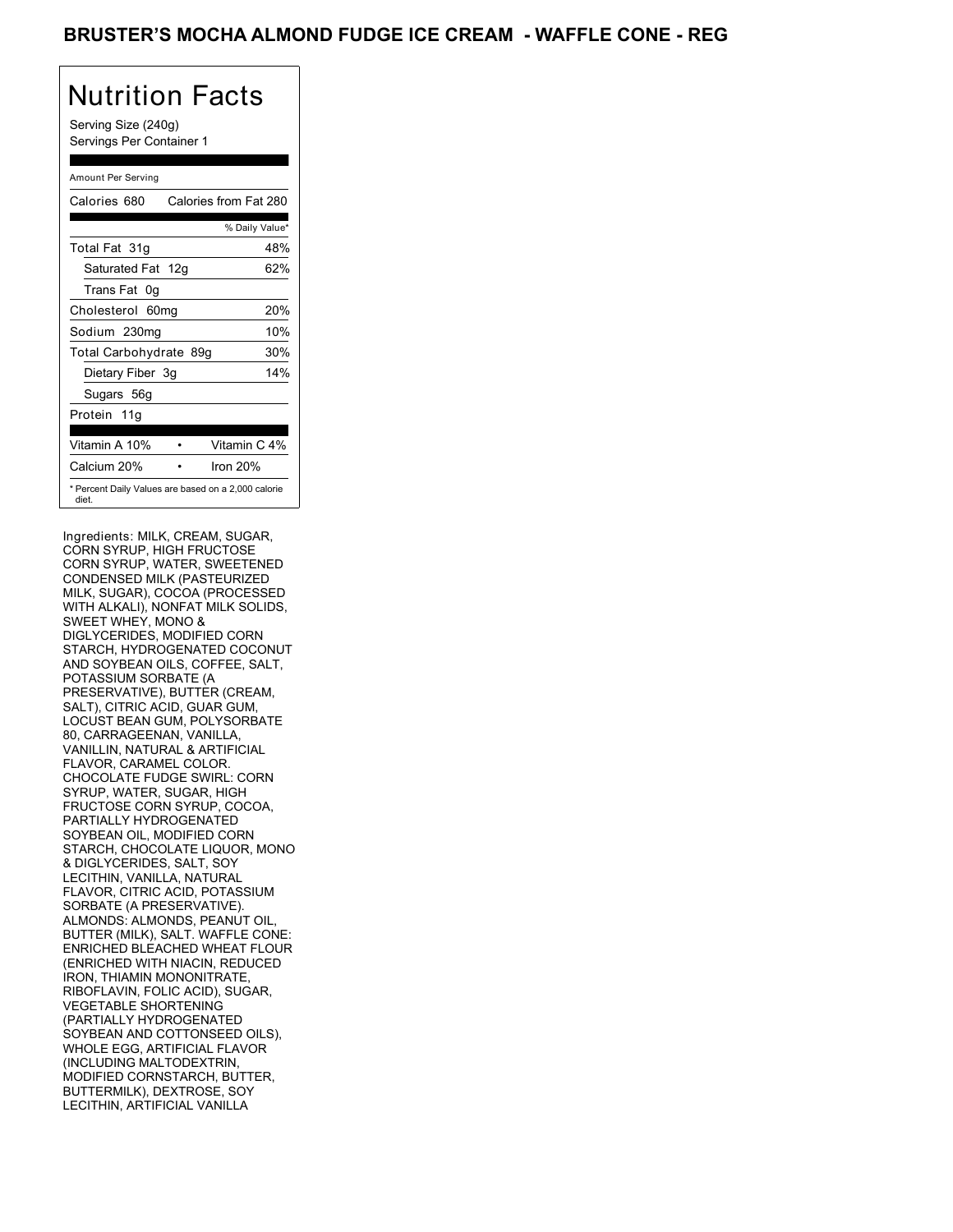# BRUSTER'S MOCHA ALMOND FUDGE ICE CREAM - WAFFLE CONE - REG

## Nutrition Facts

Serving Size (240g)
Servings Per Container 1

| Amount Per Serving | |
|---|---|
| Calories 680 | Calories from Fat 280 |
| | % Daily Value* |
| Total Fat 31g | 48% |
| Saturated Fat 12g | 62% |
| Trans Fat 0g | |
| Cholesterol 60mg | 20% |
| Sodium 230mg | 10% |
| Total Carbohydrate 89g | 30% |
| Dietary Fiber 3g | 14% |
| Sugars 56g | |
| Protein 11g | |
| Vitamin A 10% | Vitamin C 4% |
| Calcium 20% | Iron 20% |

* Percent Daily Values are based on a 2,000 calorie diet.

Ingredients: MILK, CREAM, SUGAR, CORN SYRUP, HIGH FRUCTOSE CORN SYRUP, WATER, SWEETENED CONDENSED MILK (PASTEURIZED MILK, SUGAR), COCOA (PROCESSED WITH ALKALI), NONFAT MILK SOLIDS, SWEET WHEY, MONO & DIGLYCERIDES, MODIFIED CORN STARCH, HYDROGENATED COCONUT AND SOYBEAN OILS, COFFEE, SALT, POTASSIUM SORBATE (A PRESERVATIVE), BUTTER (CREAM, SALT), CITRIC ACID, GUAR GUM, LOCUST BEAN GUM, POLYSORBATE 80, CARRAGEENAN, VANILLA, VANILLIN, NATURAL & ARTIFICIAL FLAVOR, CARAMEL COLOR. CHOCOLATE FUDGE SWIRL: CORN SYRUP, WATER, SUGAR, HIGH FRUCTOSE CORN SYRUP, COCOA, PARTIALLY HYDROGENATED SOYBEAN OIL, MODIFIED CORN STARCH, CHOCOLATE LIQUOR, MONO & DIGLYCERIDES, SALT, SOY LECITHIN, VANILLA, NATURAL FLAVOR, CITRIC ACID, POTASSIUM SORBATE (A PRESERVATIVE). ALMONDS: ALMONDS, PEANUT OIL, BUTTER (MILK), SALT. WAFFLE CONE: ENRICHED BLEACHED WHEAT FLOUR (ENRICHED WITH NIACIN, REDUCED IRON, THIAMIN MONONITRATE, RIBOFLAVIN, FOLIC ACID), SUGAR, VEGETABLE SHORTENING (PARTIALLY HYDROGENATED SOYBEAN AND COTTONSEED OILS), WHOLE EGG, ARTIFICIAL FLAVOR (INCLUDING MALTODEXTRIN, MODIFIED CORNSTARCH, BUTTER, BUTTERMILK), DEXTROSE, SOY LECITHIN, ARTIFICIAL VANILLA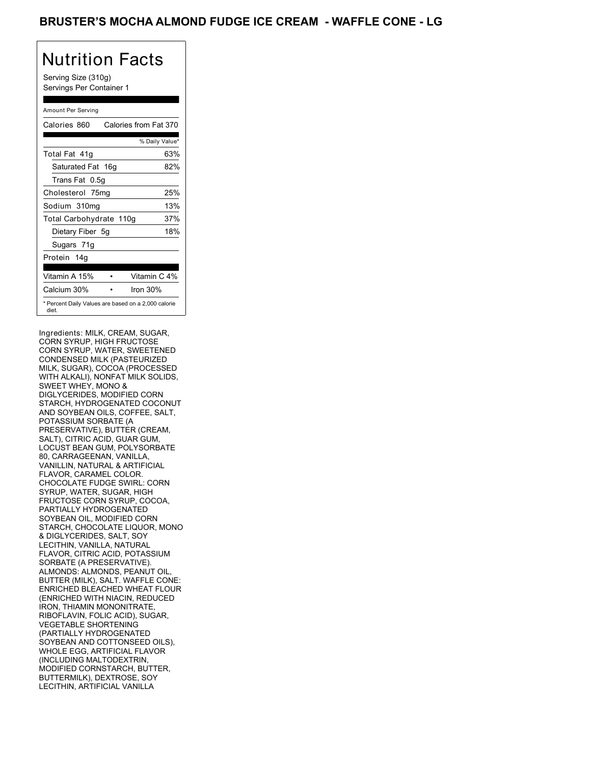# BRUSTER'S MOCHA ALMOND FUDGE ICE CREAM - WAFFLE CONE - LG

## Nutrition Facts

Serving Size (310g)
Servings Per Container 1

| | |
|---|---|
| Amount Per Serving | |
| Calories 860 | Calories from Fat 370 |
| | % Daily Value* |
| Total Fat 41g | 63% |
| Saturated Fat 16g | 82% |
| Trans Fat 0.5g | |
| Cholesterol 75mg | 25% |
| Sodium 310mg | 13% |
| Total Carbohydrate 110g | 37% |
| Dietary Fiber 5g | 18% |
| Sugars 71g | |
| Protein 14g | |
| Vitamin A 15% • | Vitamin C 4% |
| Calcium 30% • | Iron 30% |

* Percent Daily Values are based on a 2,000 calorie diet.

Ingredients: MILK, CREAM, SUGAR, CORN SYRUP, HIGH FRUCTOSE CORN SYRUP, WATER, SWEETENED CONDENSED MILK (PASTEURIZED MILK, SUGAR), COCOA (PROCESSED WITH ALKALI), NONFAT MILK SOLIDS, SWEET WHEY, MONO & DIGLYCERIDES, MODIFIED CORN STARCH, HYDROGENATED COCONUT AND SOYBEAN OILS, COFFEE, SALT, POTASSIUM SORBATE (A PRESERVATIVE), BUTTER (CREAM, SALT), CITRIC ACID, GUAR GUM, LOCUST BEAN GUM, POLYSORBATE 80, CARRAGEENAN, VANILLA, VANILLIN, NATURAL & ARTIFICIAL FLAVOR, CARAMEL COLOR. CHOCOLATE FUDGE SWIRL: CORN SYRUP, WATER, SUGAR, HIGH FRUCTOSE CORN SYRUP, COCOA, PARTIALLY HYDROGENATED SOYBEAN OIL, MODIFIED CORN STARCH, CHOCOLATE LIQUOR, MONO & DIGLYCERIDES, SALT, SOY LECITHIN, VANILLA, NATURAL FLAVOR, CITRIC ACID, POTASSIUM SORBATE (A PRESERVATIVE). ALMONDS: ALMONDS, PEANUT OIL, BUTTER (MILK), SALT. WAFFLE CONE: ENRICHED BLEACHED WHEAT FLOUR (ENRICHED WITH NIACIN, REDUCED IRON, THIAMIN MONONITRATE, RIBOFLAVIN, FOLIC ACID), SUGAR, VEGETABLE SHORTENING (PARTIALLY HYDROGENATED SOYBEAN AND COTTONSEED OILS), WHOLE EGG, ARTIFICIAL FLAVOR (INCLUDING MALTODEXTRIN, MODIFIED CORNSTARCH, BUTTER, BUTTERMILK), DEXTROSE, SOY LECITHIN, ARTIFICIAL VANILLA